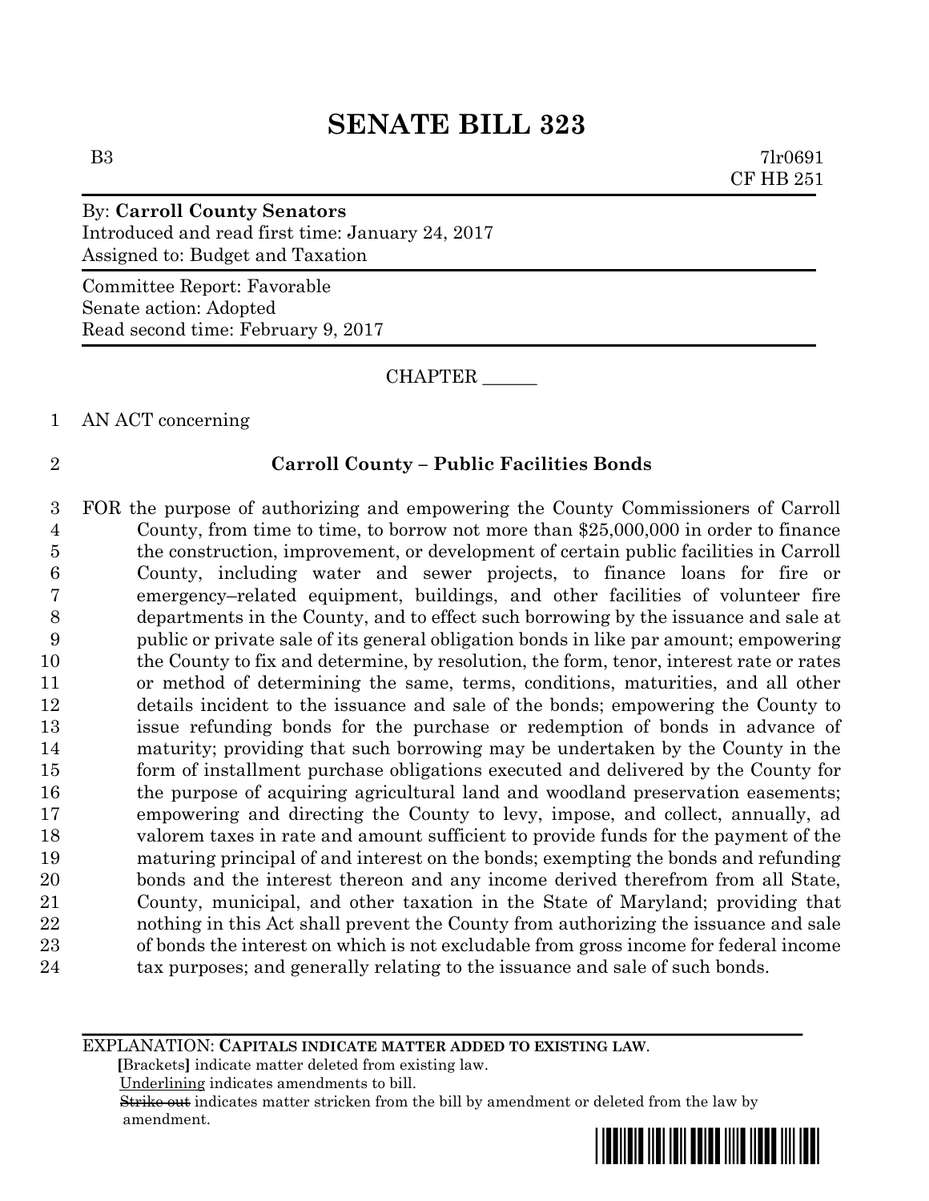# SENATE BILL 323

B3 7lr0691
CF HB 251

By: **Carroll County Senators**
Introduced and read first time: January 24, 2017
Assigned to: Budget and Taxation

Committee Report: Favorable
Senate action: Adopted
Read second time: February 9, 2017

CHAPTER ______

AN ACT concerning

## Carroll County – Public Facilities Bonds

FOR the purpose of authorizing and empowering the County Commissioners of Carroll County, from time to time, to borrow not more than $25,000,000 in order to finance the construction, improvement, or development of certain public facilities in Carroll County, including water and sewer projects, to finance loans for fire or emergency–related equipment, buildings, and other facilities of volunteer fire departments in the County, and to effect such borrowing by the issuance and sale at public or private sale of its general obligation bonds in like par amount; empowering the County to fix and determine, by resolution, the form, tenor, interest rate or rates or method of determining the same, terms, conditions, maturities, and all other details incident to the issuance and sale of the bonds; empowering the County to issue refunding bonds for the purchase or redemption of bonds in advance of maturity; providing that such borrowing may be undertaken by the County in the form of installment purchase obligations executed and delivered by the County for the purpose of acquiring agricultural land and woodland preservation easements; empowering and directing the County to levy, impose, and collect, annually, ad valorem taxes in rate and amount sufficient to provide funds for the payment of the maturing principal of and interest on the bonds; exempting the bonds and refunding bonds and the interest thereon and any income derived therefrom from all State, County, municipal, and other taxation in the State of Maryland; providing that nothing in this Act shall prevent the County from authorizing the issuance and sale of bonds the interest on which is not excludable from gross income for federal income tax purposes; and generally relating to the issuance and sale of such bonds.

EXPLANATION: **CAPITALS INDICATE MATTER ADDED TO EXISTING LAW.**
**[**Brackets**]** indicate matter deleted from existing law.
Underlining indicates amendments to bill.
~~Strike out~~ indicates matter stricken from the bill by amendment or deleted from the law by amendment.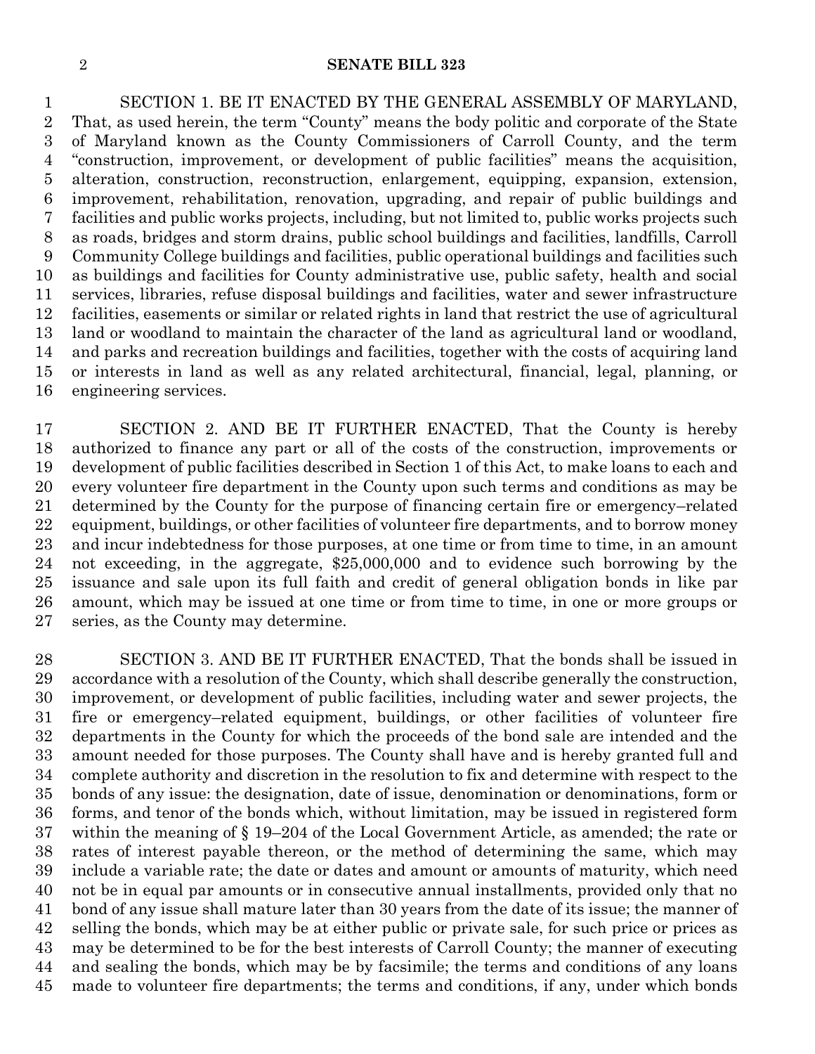SECTION 1. BE IT ENACTED BY THE GENERAL ASSEMBLY OF MARYLAND, That, as used herein, the term "County" means the body politic and corporate of the State of Maryland known as the County Commissioners of Carroll County, and the term "construction, improvement, or development of public facilities" means the acquisition, alteration, construction, reconstruction, enlargement, equipping, expansion, extension, improvement, rehabilitation, renovation, upgrading, and repair of public buildings and facilities and public works projects, including, but not limited to, public works projects such as roads, bridges and storm drains, public school buildings and facilities, landfills, Carroll Community College buildings and facilities, public operational buildings and facilities such as buildings and facilities for County administrative use, public safety, health and social services, libraries, refuse disposal buildings and facilities, water and sewer infrastructure facilities, easements or similar or related rights in land that restrict the use of agricultural land or woodland to maintain the character of the land as agricultural land or woodland, and parks and recreation buildings and facilities, together with the costs of acquiring land or interests in land as well as any related architectural, financial, legal, planning, or engineering services.

SECTION 2. AND BE IT FURTHER ENACTED, That the County is hereby authorized to finance any part or all of the costs of the construction, improvements or development of public facilities described in Section 1 of this Act, to make loans to each and every volunteer fire department in the County upon such terms and conditions as may be determined by the County for the purpose of financing certain fire or emergency–related equipment, buildings, or other facilities of volunteer fire departments, and to borrow money and incur indebtedness for those purposes, at one time or from time to time, in an amount not exceeding, in the aggregate, $25,000,000 and to evidence such borrowing by the issuance and sale upon its full faith and credit of general obligation bonds in like par amount, which may be issued at one time or from time to time, in one or more groups or series, as the County may determine.

SECTION 3. AND BE IT FURTHER ENACTED, That the bonds shall be issued in accordance with a resolution of the County, which shall describe generally the construction, improvement, or development of public facilities, including water and sewer projects, the fire or emergency–related equipment, buildings, or other facilities of volunteer fire departments in the County for which the proceeds of the bond sale are intended and the amount needed for those purposes. The County shall have and is hereby granted full and complete authority and discretion in the resolution to fix and determine with respect to the bonds of any issue: the designation, date of issue, denomination or denominations, form or forms, and tenor of the bonds which, without limitation, may be issued in registered form within the meaning of § 19–204 of the Local Government Article, as amended; the rate or rates of interest payable thereon, or the method of determining the same, which may include a variable rate; the date or dates and amount or amounts of maturity, which need not be in equal par amounts or in consecutive annual installments, provided only that no bond of any issue shall mature later than 30 years from the date of its issue; the manner of selling the bonds, which may be at either public or private sale, for such price or prices as may be determined to be for the best interests of Carroll County; the manner of executing and sealing the bonds, which may be by facsimile; the terms and conditions of any loans made to volunteer fire departments; the terms and conditions, if any, under which bonds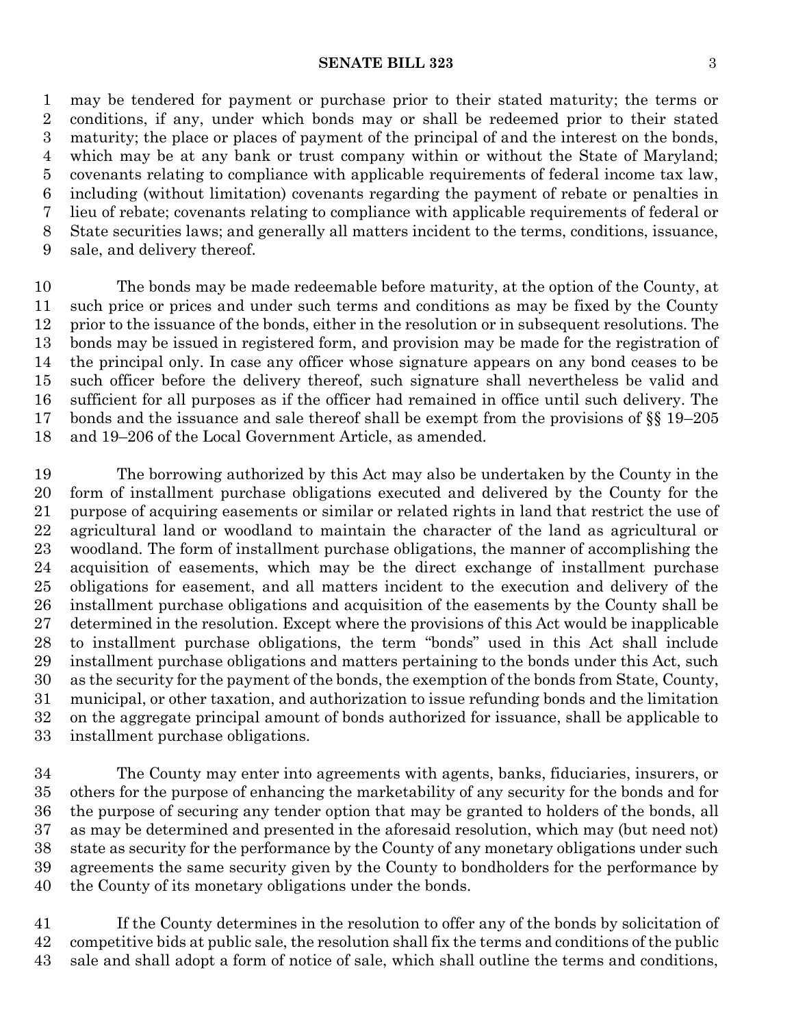may be tendered for payment or purchase prior to their stated maturity; the terms or conditions, if any, under which bonds may or shall be redeemed prior to their stated maturity; the place or places of payment of the principal of and the interest on the bonds, which may be at any bank or trust company within or without the State of Maryland; covenants relating to compliance with applicable requirements of federal income tax law, including (without limitation) covenants regarding the payment of rebate or penalties in lieu of rebate; covenants relating to compliance with applicable requirements of federal or State securities laws; and generally all matters incident to the terms, conditions, issuance, sale, and delivery thereof.

The bonds may be made redeemable before maturity, at the option of the County, at such price or prices and under such terms and conditions as may be fixed by the County prior to the issuance of the bonds, either in the resolution or in subsequent resolutions. The bonds may be issued in registered form, and provision may be made for the registration of the principal only. In case any officer whose signature appears on any bond ceases to be such officer before the delivery thereof, such signature shall nevertheless be valid and sufficient for all purposes as if the officer had remained in office until such delivery. The bonds and the issuance and sale thereof shall be exempt from the provisions of §§ 19–205 and 19–206 of the Local Government Article, as amended.

The borrowing authorized by this Act may also be undertaken by the County in the form of installment purchase obligations executed and delivered by the County for the purpose of acquiring easements or similar or related rights in land that restrict the use of agricultural land or woodland to maintain the character of the land as agricultural or woodland. The form of installment purchase obligations, the manner of accomplishing the acquisition of easements, which may be the direct exchange of installment purchase obligations for easement, and all matters incident to the execution and delivery of the installment purchase obligations and acquisition of the easements by the County shall be determined in the resolution. Except where the provisions of this Act would be inapplicable to installment purchase obligations, the term "bonds" used in this Act shall include installment purchase obligations and matters pertaining to the bonds under this Act, such as the security for the payment of the bonds, the exemption of the bonds from State, County, municipal, or other taxation, and authorization to issue refunding bonds and the limitation on the aggregate principal amount of bonds authorized for issuance, shall be applicable to installment purchase obligations.

The County may enter into agreements with agents, banks, fiduciaries, insurers, or others for the purpose of enhancing the marketability of any security for the bonds and for the purpose of securing any tender option that may be granted to holders of the bonds, all as may be determined and presented in the aforesaid resolution, which may (but need not) state as security for the performance by the County of any monetary obligations under such agreements the same security given by the County to bondholders for the performance by the County of its monetary obligations under the bonds.

If the County determines in the resolution to offer any of the bonds by solicitation of competitive bids at public sale, the resolution shall fix the terms and conditions of the public sale and shall adopt a form of notice of sale, which shall outline the terms and conditions,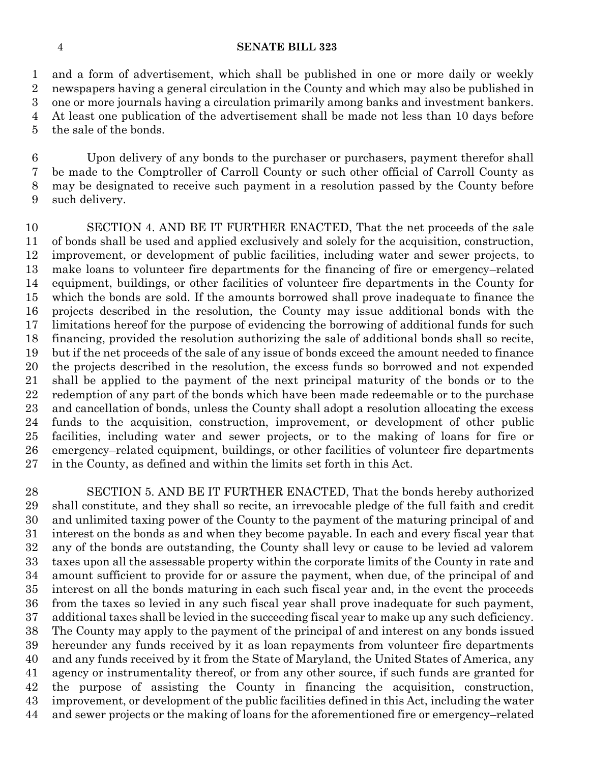and a form of advertisement, which shall be published in one or more daily or weekly newspapers having a general circulation in the County and which may also be published in one or more journals having a circulation primarily among banks and investment bankers. At least one publication of the advertisement shall be made not less than 10 days before the sale of the bonds.

Upon delivery of any bonds to the purchaser or purchasers, payment therefor shall be made to the Comptroller of Carroll County or such other official of Carroll County as may be designated to receive such payment in a resolution passed by the County before such delivery.

SECTION 4. AND BE IT FURTHER ENACTED, That the net proceeds of the sale of bonds shall be used and applied exclusively and solely for the acquisition, construction, improvement, or development of public facilities, including water and sewer projects, to make loans to volunteer fire departments for the financing of fire or emergency–related equipment, buildings, or other facilities of volunteer fire departments in the County for which the bonds are sold. If the amounts borrowed shall prove inadequate to finance the projects described in the resolution, the County may issue additional bonds with the limitations hereof for the purpose of evidencing the borrowing of additional funds for such financing, provided the resolution authorizing the sale of additional bonds shall so recite, but if the net proceeds of the sale of any issue of bonds exceed the amount needed to finance the projects described in the resolution, the excess funds so borrowed and not expended shall be applied to the payment of the next principal maturity of the bonds or to the redemption of any part of the bonds which have been made redeemable or to the purchase and cancellation of bonds, unless the County shall adopt a resolution allocating the excess funds to the acquisition, construction, improvement, or development of other public facilities, including water and sewer projects, or to the making of loans for fire or emergency–related equipment, buildings, or other facilities of volunteer fire departments in the County, as defined and within the limits set forth in this Act.

SECTION 5. AND BE IT FURTHER ENACTED, That the bonds hereby authorized shall constitute, and they shall so recite, an irrevocable pledge of the full faith and credit and unlimited taxing power of the County to the payment of the maturing principal of and interest on the bonds as and when they become payable. In each and every fiscal year that any of the bonds are outstanding, the County shall levy or cause to be levied ad valorem taxes upon all the assessable property within the corporate limits of the County in rate and amount sufficient to provide for or assure the payment, when due, of the principal of and interest on all the bonds maturing in each such fiscal year and, in the event the proceeds from the taxes so levied in any such fiscal year shall prove inadequate for such payment, additional taxes shall be levied in the succeeding fiscal year to make up any such deficiency. The County may apply to the payment of the principal of and interest on any bonds issued hereunder any funds received by it as loan repayments from volunteer fire departments and any funds received by it from the State of Maryland, the United States of America, any agency or instrumentality thereof, or from any other source, if such funds are granted for the purpose of assisting the County in financing the acquisition, construction, improvement, or development of the public facilities defined in this Act, including the water and sewer projects or the making of loans for the aforementioned fire or emergency–related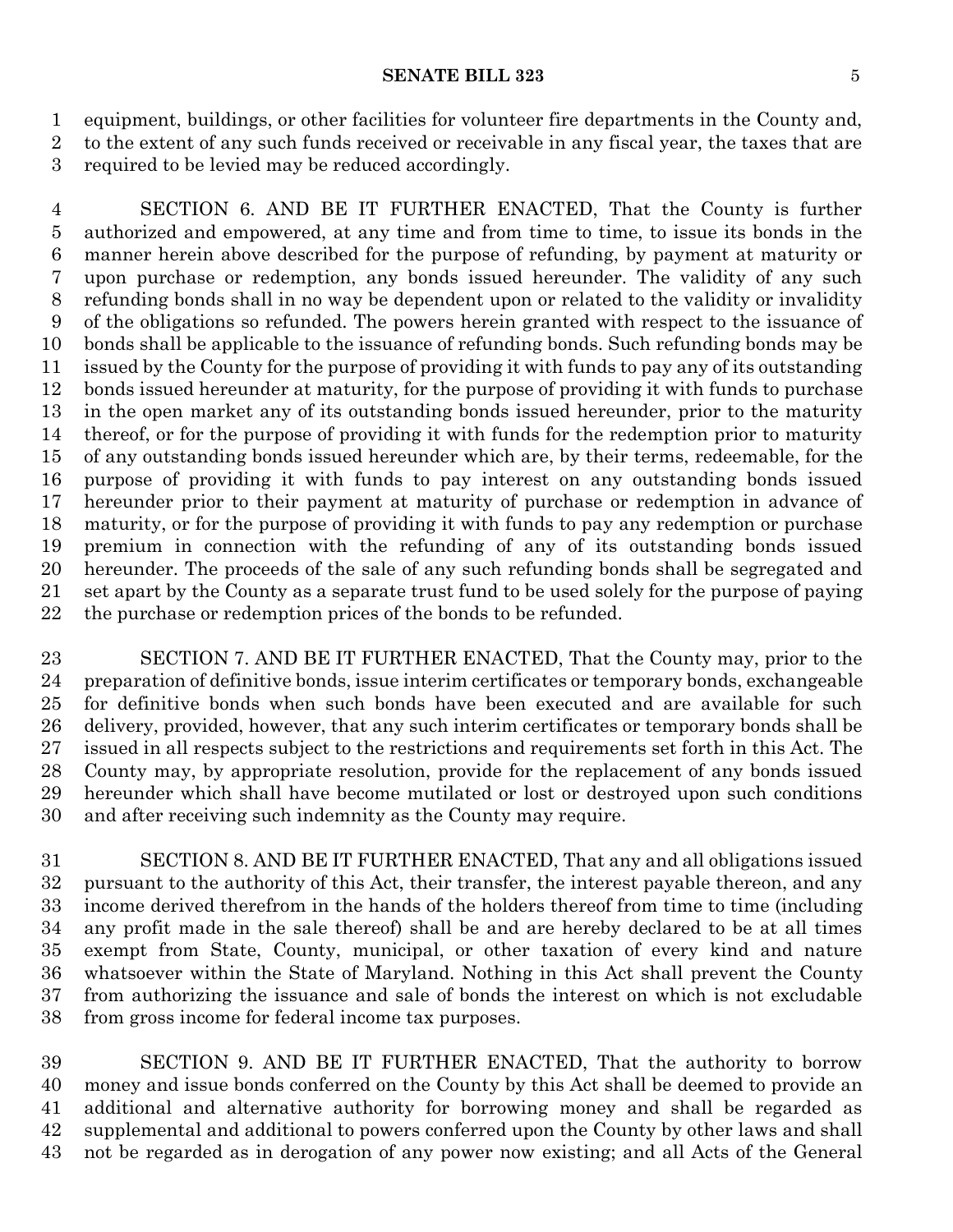equipment, buildings, or other facilities for volunteer fire departments in the County and, to the extent of any such funds received or receivable in any fiscal year, the taxes that are required to be levied may be reduced accordingly.

SECTION 6. AND BE IT FURTHER ENACTED, That the County is further authorized and empowered, at any time and from time to time, to issue its bonds in the manner herein above described for the purpose of refunding, by payment at maturity or upon purchase or redemption, any bonds issued hereunder. The validity of any such refunding bonds shall in no way be dependent upon or related to the validity or invalidity of the obligations so refunded. The powers herein granted with respect to the issuance of bonds shall be applicable to the issuance of refunding bonds. Such refunding bonds may be issued by the County for the purpose of providing it with funds to pay any of its outstanding bonds issued hereunder at maturity, for the purpose of providing it with funds to purchase in the open market any of its outstanding bonds issued hereunder, prior to the maturity thereof, or for the purpose of providing it with funds for the redemption prior to maturity of any outstanding bonds issued hereunder which are, by their terms, redeemable, for the purpose of providing it with funds to pay interest on any outstanding bonds issued hereunder prior to their payment at maturity of purchase or redemption in advance of maturity, or for the purpose of providing it with funds to pay any redemption or purchase premium in connection with the refunding of any of its outstanding bonds issued hereunder. The proceeds of the sale of any such refunding bonds shall be segregated and set apart by the County as a separate trust fund to be used solely for the purpose of paying the purchase or redemption prices of the bonds to be refunded.

SECTION 7. AND BE IT FURTHER ENACTED, That the County may, prior to the preparation of definitive bonds, issue interim certificates or temporary bonds, exchangeable for definitive bonds when such bonds have been executed and are available for such delivery, provided, however, that any such interim certificates or temporary bonds shall be issued in all respects subject to the restrictions and requirements set forth in this Act. The County may, by appropriate resolution, provide for the replacement of any bonds issued hereunder which shall have become mutilated or lost or destroyed upon such conditions and after receiving such indemnity as the County may require.

SECTION 8. AND BE IT FURTHER ENACTED, That any and all obligations issued pursuant to the authority of this Act, their transfer, the interest payable thereon, and any income derived therefrom in the hands of the holders thereof from time to time (including any profit made in the sale thereof) shall be and are hereby declared to be at all times exempt from State, County, municipal, or other taxation of every kind and nature whatsoever within the State of Maryland. Nothing in this Act shall prevent the County from authorizing the issuance and sale of bonds the interest on which is not excludable from gross income for federal income tax purposes.

SECTION 9. AND BE IT FURTHER ENACTED, That the authority to borrow money and issue bonds conferred on the County by this Act shall be deemed to provide an additional and alternative authority for borrowing money and shall be regarded as supplemental and additional to powers conferred upon the County by other laws and shall not be regarded as in derogation of any power now existing; and all Acts of the General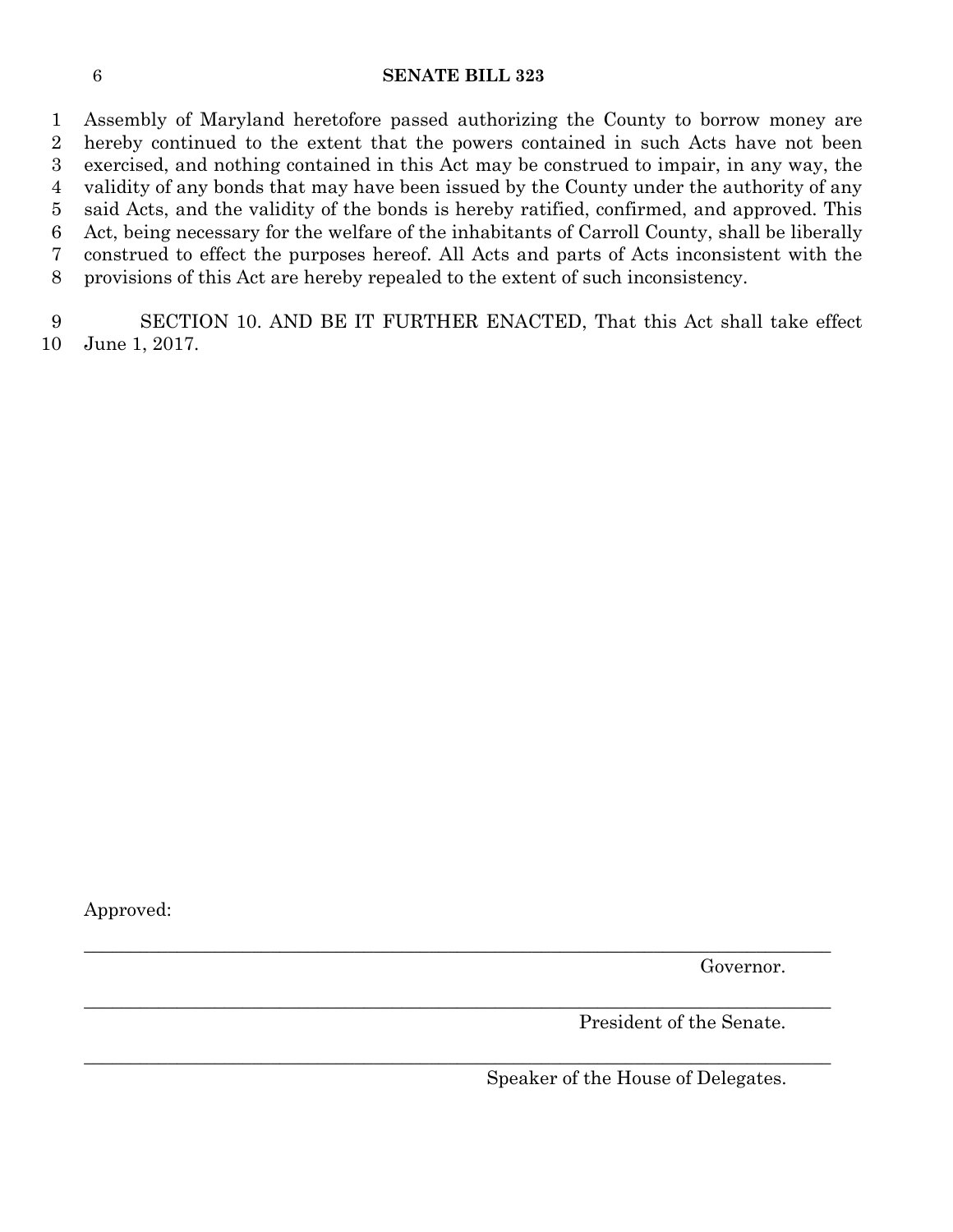Assembly of Maryland heretofore passed authorizing the County to borrow money are hereby continued to the extent that the powers contained in such Acts have not been exercised, and nothing contained in this Act may be construed to impair, in any way, the validity of any bonds that may have been issued by the County under the authority of any said Acts, and the validity of the bonds is hereby ratified, confirmed, and approved. This Act, being necessary for the welfare of the inhabitants of Carroll County, shall be liberally construed to effect the purposes hereof. All Acts and parts of Acts inconsistent with the provisions of this Act are hereby repealed to the extent of such inconsistency.

SECTION 10. AND BE IT FURTHER ENACTED, That this Act shall take effect June 1, 2017.

Approved:

\_\_\_\_\_\_\_\_\_\_\_\_\_\_\_\_\_\_\_\_\_\_\_\_\_\_\_\_\_\_\_\_\_\_\_\_\_\_\_\_

Governor.

\_\_\_\_\_\_\_\_\_\_\_\_\_\_\_\_\_\_\_\_\_\_\_\_\_\_\_\_\_\_\_\_\_\_\_\_\_\_\_\_

President of the Senate.

\_\_\_\_\_\_\_\_\_\_\_\_\_\_\_\_\_\_\_\_\_\_\_\_\_\_\_\_\_\_\_\_\_\_\_\_\_\_\_\_

Speaker of the House of Delegates.